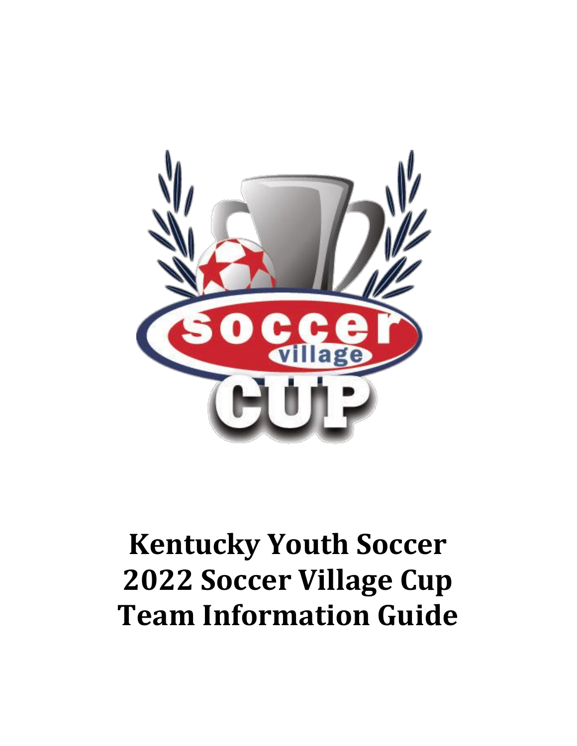# Kentucky Youth Soccer
# 2022 Soccer Village Cup
# Team Information Guide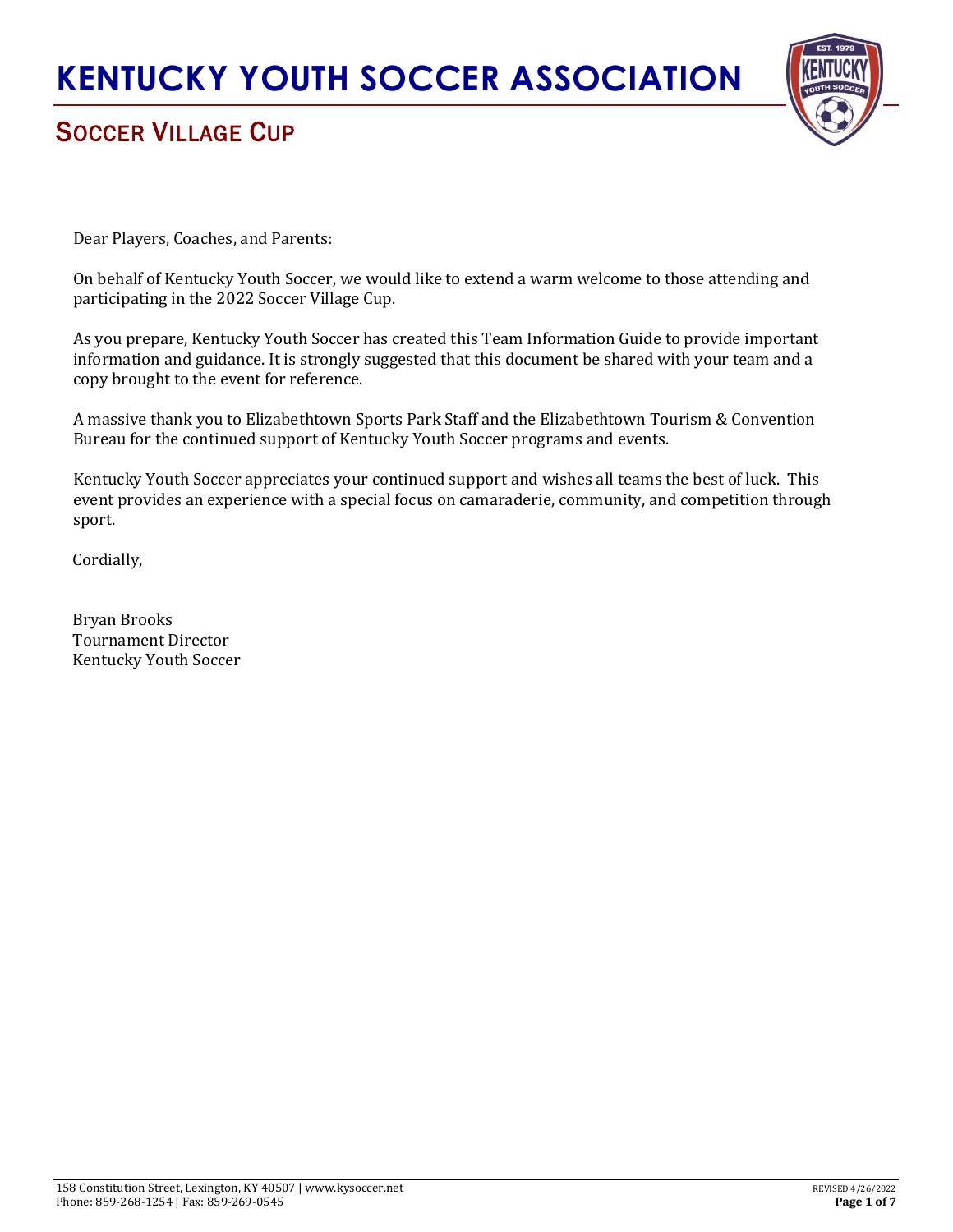# KENTUCKY YOUTH SOCCER ASSOCIATION

## SOCCER VILLAGE CUP

Dear Players, Coaches, and Parents:

On behalf of Kentucky Youth Soccer, we would like to extend a warm welcome to those attending and participating in the 2022 Soccer Village Cup.

As you prepare, Kentucky Youth Soccer has created this Team Information Guide to provide important information and guidance. It is strongly suggested that this document be shared with your team and a copy brought to the event for reference.

A massive thank you to Elizabethtown Sports Park Staff and the Elizabethtown Tourism & Convention Bureau for the continued support of Kentucky Youth Soccer programs and events.

Kentucky Youth Soccer appreciates your continued support and wishes all teams the best of luck. This event provides an experience with a special focus on camaraderie, community, and competition through sport.

Cordially,

Bryan Brooks
Tournament Director
Kentucky Youth Soccer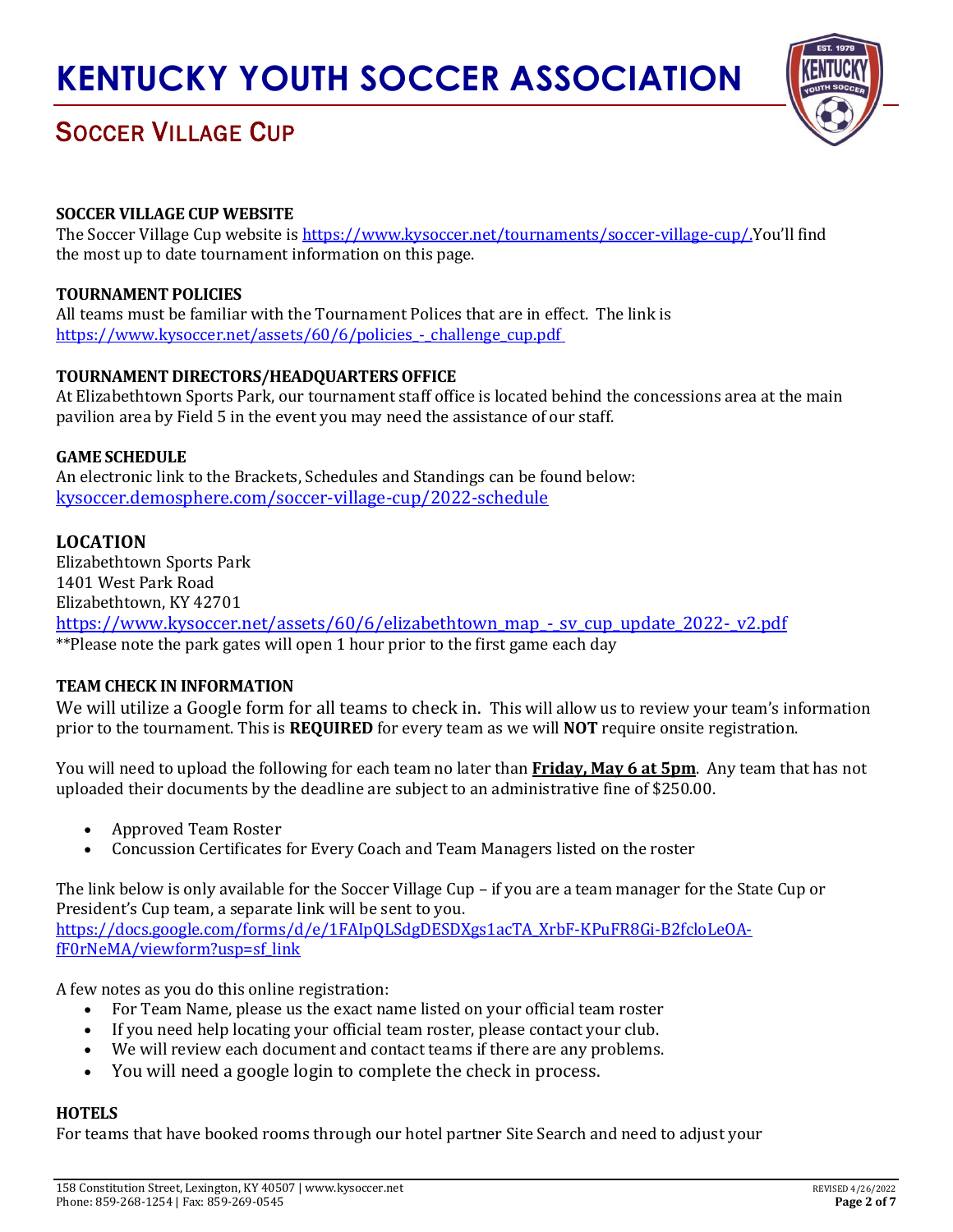# KENTUCKY YOUTH SOCCER ASSOCIATION

## SOCCER VILLAGE CUP

**SOCCER VILLAGE CUP WEBSITE**

The Soccer Village Cup website is https://www.kysoccer.net/tournaments/soccer-village-cup/.You'll find the most up to date tournament information on this page.

**TOURNAMENT POLICIES**

All teams must be familiar with the Tournament Polices that are in effect. The link is https://www.kysoccer.net/assets/60/6/policies_-_challenge_cup.pdf

**TOURNAMENT DIRECTORS/HEADQUARTERS OFFICE**

At Elizabethtown Sports Park, our tournament staff office is located behind the concessions area at the main pavilion area by Field 5 in the event you may need the assistance of our staff.

**GAME SCHEDULE**

An electronic link to the Brackets, Schedules and Standings can be found below:
kysoccer.demosphere.com/soccer-village-cup/2022-schedule

**LOCATION**

Elizabethtown Sports Park
1401 West Park Road
Elizabethtown, KY 42701
https://www.kysoccer.net/assets/60/6/elizabethtown_map_-_sv_cup_update_2022-_v2.pdf
**Please note the park gates will open 1 hour prior to the first game each day

**TEAM CHECK IN INFORMATION**

We will utilize a Google form for all teams to check in. This will allow us to review your team's information prior to the tournament. This is **REQUIRED** for every team as we will **NOT** require onsite registration.

You will need to upload the following for each team no later than **Friday, May 6 at 5pm**. Any team that has not uploaded their documents by the deadline are subject to an administrative fine of $250.00.

- Approved Team Roster
- Concussion Certificates for Every Coach and Team Managers listed on the roster

The link below is only available for the Soccer Village Cup – if you are a team manager for the State Cup or President's Cup team, a separate link will be sent to you.
https://docs.google.com/forms/d/e/1FAIpQLSdgDESDXgs1acTA_XrbF-KPuFR8Gi-B2fcloLeOA-fF0rNeMA/viewform?usp=sf_link

A few notes as you do this online registration:

- For Team Name, please us the exact name listed on your official team roster
- If you need help locating your official team roster, please contact your club.
- We will review each document and contact teams if there are any problems.
- You will need a google login to complete the check in process.

**HOTELS**

For teams that have booked rooms through our hotel partner Site Search and need to adjust your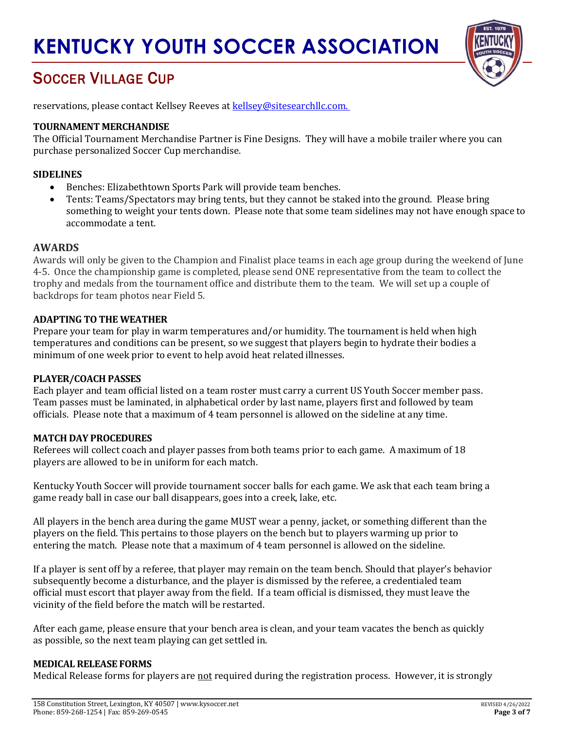reservations, please contact Kellsey Reeves at [kellsey@sitesearchllc.com.](mailto:kellsey@sitesearchllc.com)

**TOURNAMENT MERCHANDISE**

The Official Tournament Merchandise Partner is Fine Designs. They will have a mobile trailer where you can purchase personalized Soccer Cup merchandise.

**SIDELINES**

- Benches: Elizabethtown Sports Park will provide team benches.
- Tents: Teams/Spectators may bring tents, but they cannot be staked into the ground. Please bring something to weight your tents down. Please note that some team sidelines may not have enough space to accommodate a tent.

## AWARDS

Awards will only be given to the Champion and Finalist place teams in each age group during the weekend of June 4-5. Once the championship game is completed, please send ONE representative from the team to collect the trophy and medals from the tournament office and distribute them to the team. We will set up a couple of backdrops for team photos near Field 5.

**ADAPTING TO THE WEATHER**

Prepare your team for play in warm temperatures and/or humidity. The tournament is held when high temperatures and conditions can be present, so we suggest that players begin to hydrate their bodies a minimum of one week prior to event to help avoid heat related illnesses.

**PLAYER/COACH PASSES**

Each player and team official listed on a team roster must carry a current US Youth Soccer member pass. Team passes must be laminated, in alphabetical order by last name, players first and followed by team officials. Please note that a maximum of 4 team personnel is allowed on the sideline at any time.

**MATCH DAY PROCEDURES**

Referees will collect coach and player passes from both teams prior to each game. A maximum of 18 players are allowed to be in uniform for each match.

Kentucky Youth Soccer will provide tournament soccer balls for each game. We ask that each team bring a game ready ball in case our ball disappears, goes into a creek, lake, etc.

All players in the bench area during the game MUST wear a penny, jacket, or something different than the players on the field. This pertains to those players on the bench but to players warming up prior to entering the match. Please note that a maximum of 4 team personnel is allowed on the sideline.

If a player is sent off by a referee, that player may remain on the team bench. Should that player's behavior subsequently become a disturbance, and the player is dismissed by the referee, a credentialed team official must escort that player away from the field. If a team official is dismissed, they must leave the vicinity of the field before the match will be restarted.

After each game, please ensure that your bench area is clean, and your team vacates the bench as quickly as possible, so the next team playing can get settled in.

**MEDICAL RELEASE FORMS**

Medical Release forms for players are <u>not</u> required during the registration process. However, it is strongly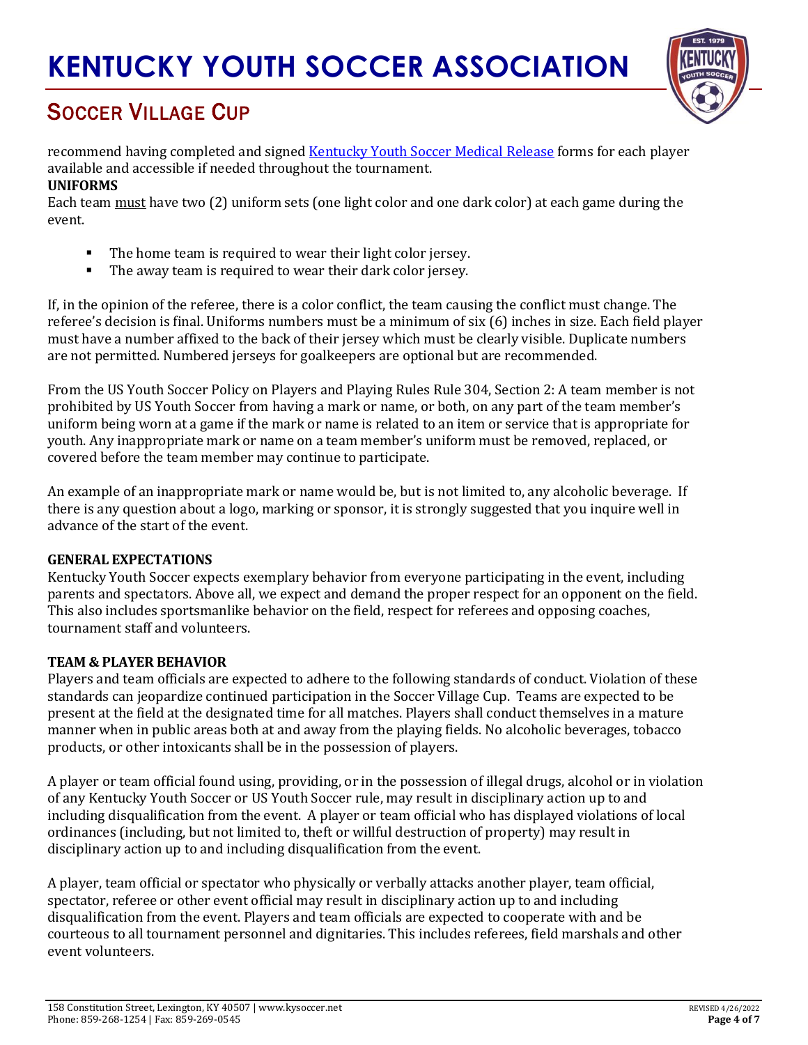recommend having completed and signed [Kentucky Youth Soccer Medical Release](#) forms for each player available and accessible if needed throughout the tournament.

**UNIFORMS**

Each team must have two (2) uniform sets (one light color and one dark color) at each game during the event.

- The home team is required to wear their light color jersey.
- The away team is required to wear their dark color jersey.

If, in the opinion of the referee, there is a color conflict, the team causing the conflict must change. The referee's decision is final. Uniforms numbers must be a minimum of six (6) inches in size. Each field player must have a number affixed to the back of their jersey which must be clearly visible. Duplicate numbers are not permitted. Numbered jerseys for goalkeepers are optional but are recommended.

From the US Youth Soccer Policy on Players and Playing Rules Rule 304, Section 2: A team member is not prohibited by US Youth Soccer from having a mark or name, or both, on any part of the team member's uniform being worn at a game if the mark or name is related to an item or service that is appropriate for youth. Any inappropriate mark or name on a team member's uniform must be removed, replaced, or covered before the team member may continue to participate.

An example of an inappropriate mark or name would be, but is not limited to, any alcoholic beverage. If there is any question about a logo, marking or sponsor, it is strongly suggested that you inquire well in advance of the start of the event.

**GENERAL EXPECTATIONS**

Kentucky Youth Soccer expects exemplary behavior from everyone participating in the event, including parents and spectators. Above all, we expect and demand the proper respect for an opponent on the field. This also includes sportsmanlike behavior on the field, respect for referees and opposing coaches, tournament staff and volunteers.

**TEAM & PLAYER BEHAVIOR**

Players and team officials are expected to adhere to the following standards of conduct. Violation of these standards can jeopardize continued participation in the Soccer Village Cup. Teams are expected to be present at the field at the designated time for all matches. Players shall conduct themselves in a mature manner when in public areas both at and away from the playing fields. No alcoholic beverages, tobacco products, or other intoxicants shall be in the possession of players.

A player or team official found using, providing, or in the possession of illegal drugs, alcohol or in violation of any Kentucky Youth Soccer or US Youth Soccer rule, may result in disciplinary action up to and including disqualification from the event. A player or team official who has displayed violations of local ordinances (including, but not limited to, theft or willful destruction of property) may result in disciplinary action up to and including disqualification from the event.

A player, team official or spectator who physically or verbally attacks another player, team official, spectator, referee or other event official may result in disciplinary action up to and including disqualification from the event. Players and team officials are expected to cooperate with and be courteous to all tournament personnel and dignitaries. This includes referees, field marshals and other event volunteers.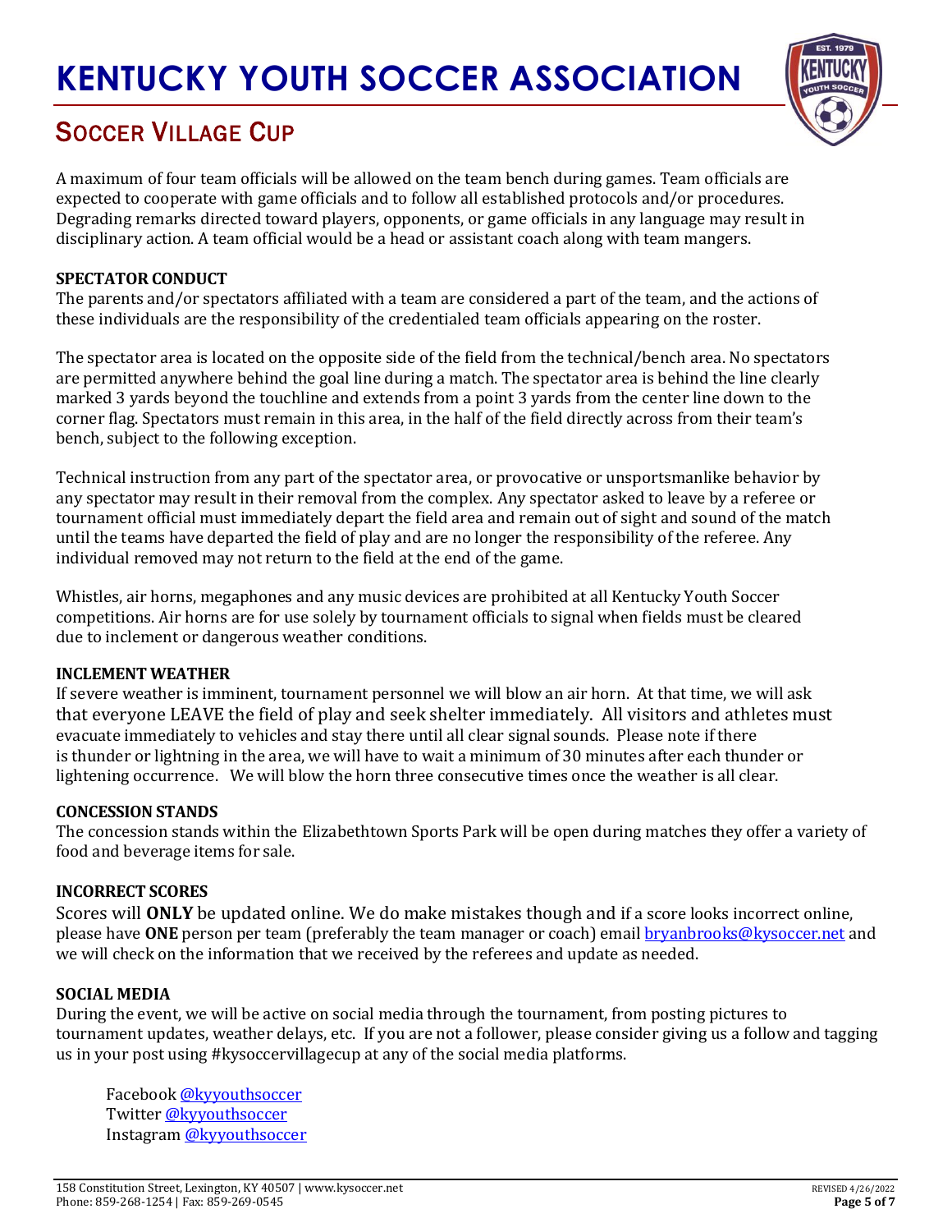# KENTUCKY YOUTH SOCCER ASSOCIATION

## SOCCER VILLAGE CUP

A maximum of four team officials will be allowed on the team bench during games. Team officials are expected to cooperate with game officials and to follow all established protocols and/or procedures. Degrading remarks directed toward players, opponents, or game officials in any language may result in disciplinary action. A team official would be a head or assistant coach along with team mangers.

**SPECTATOR CONDUCT**

The parents and/or spectators affiliated with a team are considered a part of the team, and the actions of these individuals are the responsibility of the credentialed team officials appearing on the roster.

The spectator area is located on the opposite side of the field from the technical/bench area. No spectators are permitted anywhere behind the goal line during a match. The spectator area is behind the line clearly marked 3 yards beyond the touchline and extends from a point 3 yards from the center line down to the corner flag. Spectators must remain in this area, in the half of the field directly across from their team's bench, subject to the following exception.

Technical instruction from any part of the spectator area, or provocative or unsportsmanlike behavior by any spectator may result in their removal from the complex. Any spectator asked to leave by a referee or tournament official must immediately depart the field area and remain out of sight and sound of the match until the teams have departed the field of play and are no longer the responsibility of the referee. Any individual removed may not return to the field at the end of the game.

Whistles, air horns, megaphones and any music devices are prohibited at all Kentucky Youth Soccer competitions. Air horns are for use solely by tournament officials to signal when fields must be cleared due to inclement or dangerous weather conditions.

**INCLEMENT WEATHER**

If severe weather is imminent, tournament personnel we will blow an air horn. At that time, we will ask that everyone LEAVE the field of play and seek shelter immediately. All visitors and athletes must evacuate immediately to vehicles and stay there until all clear signal sounds. Please note if there is thunder or lightning in the area, we will have to wait a minimum of 30 minutes after each thunder or lightening occurrence. We will blow the horn three consecutive times once the weather is all clear.

**CONCESSION STANDS**

The concession stands within the Elizabethtown Sports Park will be open during matches they offer a variety of food and beverage items for sale.

**INCORRECT SCORES**

Scores will **ONLY** be updated online. We do make mistakes though and if a score looks incorrect online, please have **ONE** person per team (preferably the team manager or coach) email bryanbrooks@kysoccer.net and we will check on the information that we received by the referees and update as needed.

**SOCIAL MEDIA**

During the event, we will be active on social media through the tournament, from posting pictures to tournament updates, weather delays, etc. If you are not a follower, please consider giving us a follow and tagging us in your post using #kysoccervillagecup at any of the social media platforms.

Facebook @kyyouthsoccer
Twitter @kyyouthsoccer
Instagram @kyyouthsoccer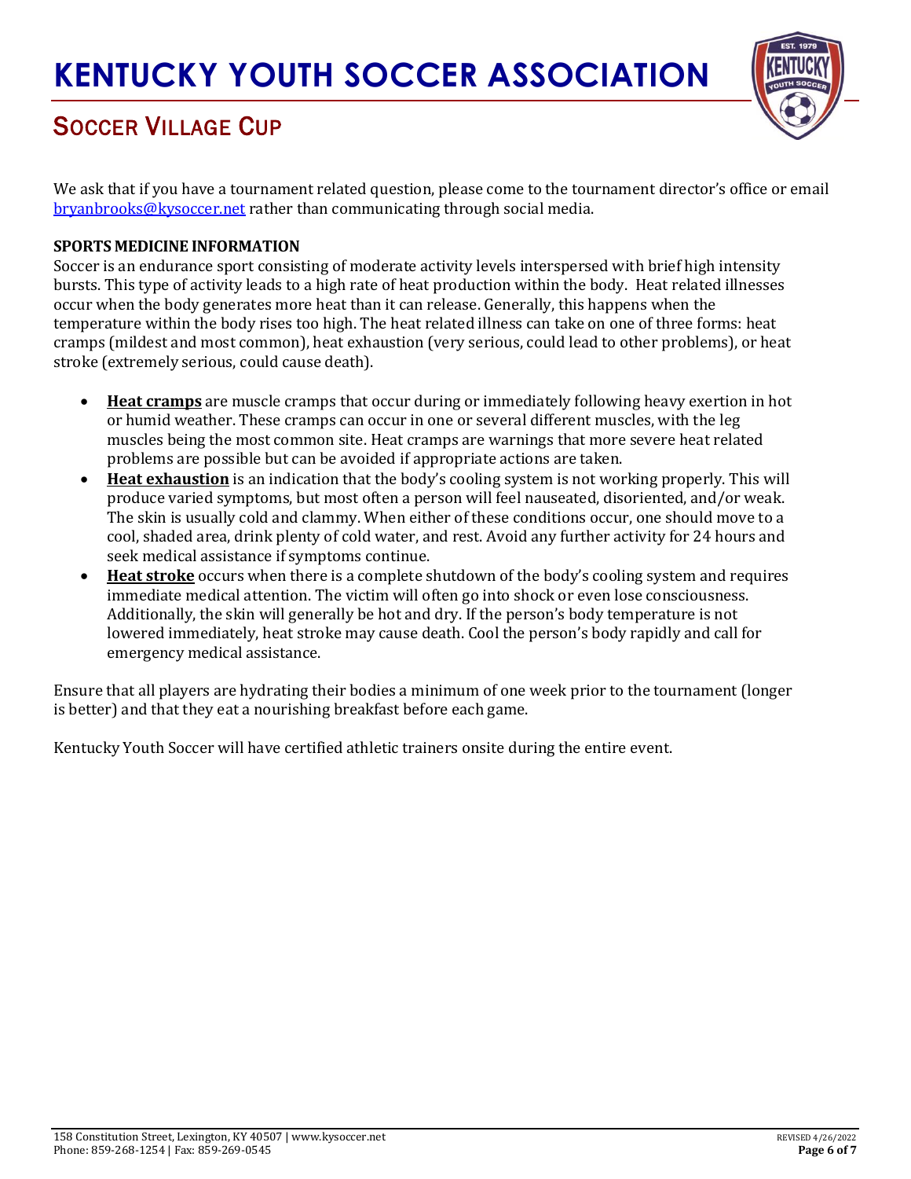We ask that if you have a tournament related question, please come to the tournament director's office or email [bryanbrooks@kysoccer.net](mailto:bryanbrooks@kysoccer.net) rather than communicating through social media.

**SPORTS MEDICINE INFORMATION**

Soccer is an endurance sport consisting of moderate activity levels interspersed with brief high intensity bursts. This type of activity leads to a high rate of heat production within the body. Heat related illnesses occur when the body generates more heat than it can release. Generally, this happens when the temperature within the body rises too high. The heat related illness can take on one of three forms: heat cramps (mildest and most common), heat exhaustion (very serious, could lead to other problems), or heat stroke (extremely serious, could cause death).

- **Heat cramps** are muscle cramps that occur during or immediately following heavy exertion in hot or humid weather. These cramps can occur in one or several different muscles, with the leg muscles being the most common site. Heat cramps are warnings that more severe heat related problems are possible but can be avoided if appropriate actions are taken.
- **Heat exhaustion** is an indication that the body's cooling system is not working properly. This will produce varied symptoms, but most often a person will feel nauseated, disoriented, and/or weak. The skin is usually cold and clammy. When either of these conditions occur, one should move to a cool, shaded area, drink plenty of cold water, and rest. Avoid any further activity for 24 hours and seek medical assistance if symptoms continue.
- **Heat stroke** occurs when there is a complete shutdown of the body's cooling system and requires immediate medical attention. The victim will often go into shock or even lose consciousness. Additionally, the skin will generally be hot and dry. If the person's body temperature is not lowered immediately, heat stroke may cause death. Cool the person's body rapidly and call for emergency medical assistance.

Ensure that all players are hydrating their bodies a minimum of one week prior to the tournament (longer is better) and that they eat a nourishing breakfast before each game.

Kentucky Youth Soccer will have certified athletic trainers onsite during the entire event.